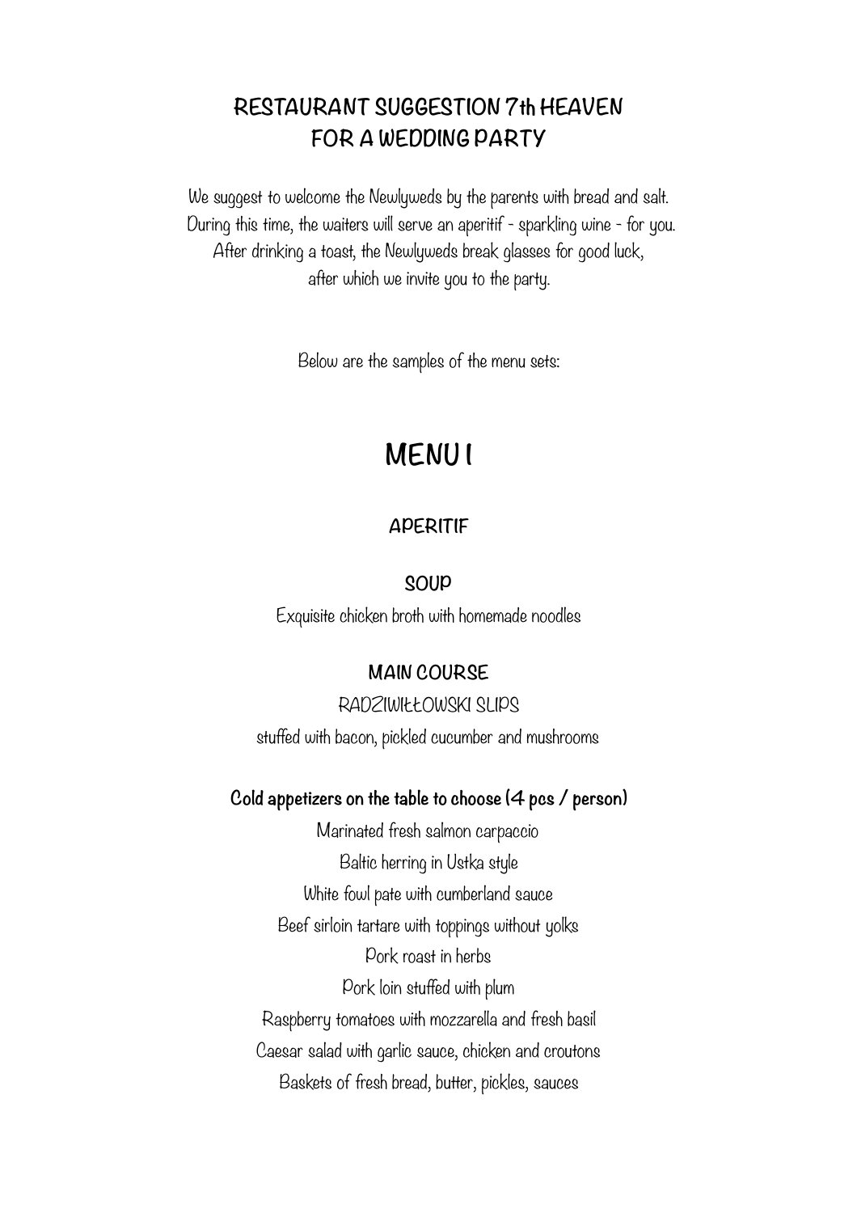# RESTAURANT SUGGESTION 7th HEAVEN FOR A WEDDING PARTY

We suggest to welcome the Newlyweds by the parents with bread and salt.
During this time, the waiters will serve an aperitif - sparkling wine - for you.
After drinking a toast, the Newlyweds break glasses for good luck,
after which we invite you to the party.

Below are the samples of the menu sets:

## MENU I

### APERITIF

### SOUP

Exquisite chicken broth with homemade noodles

### MAIN COURSE

RADZIWIŁŁOWSKI SLIPS
stuffed with bacon, pickled cucumber and mushrooms

**Cold appetizers on the table to choose (4 pcs / person)**

Marinated fresh salmon carpaccio
Baltic herring in Ustka style
White fowl pate with cumberland sauce
Beef sirloin tartare with toppings without yolks
Pork roast in herbs
Pork loin stuffed with plum
Raspberry tomatoes with mozzarella and fresh basil
Caesar salad with garlic sauce, chicken and croutons
Baskets of fresh bread, butter, pickles, sauces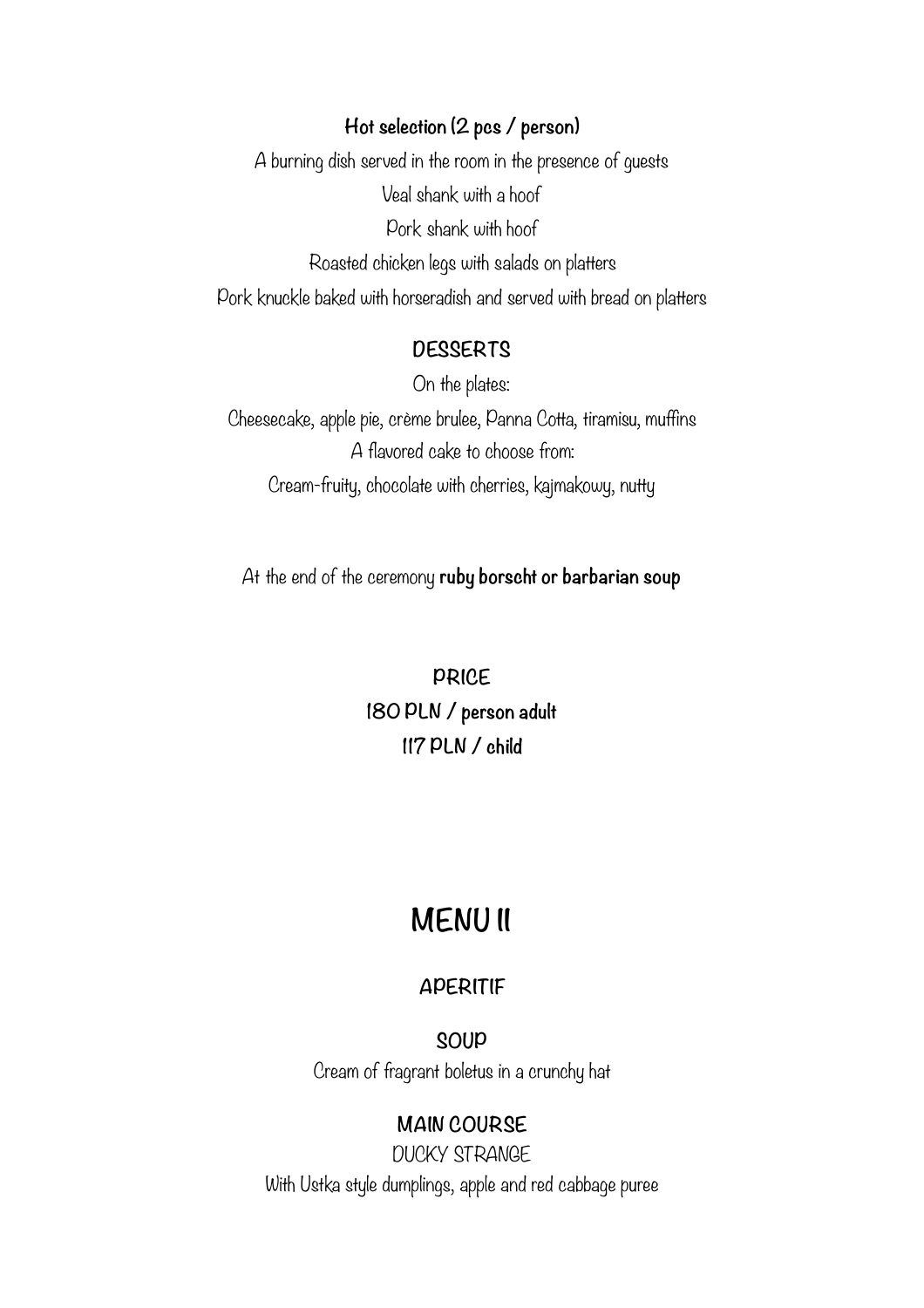**Hot selection (2 pcs / person)**

A burning dish served in the room in the presence of guests

Veal shank with a hoof

Pork shank with hoof

Roasted chicken legs with salads on platters

Pork knuckle baked with horseradish and served with bread on platters

### DESSERTS

On the plates:

Cheesecake, apple pie, crème brulee, Panna Cotta, tiramisu, muffins

A flavored cake to choose from:

Cream-fruity, chocolate with cherries, kajmakowy, nutty

At the end of the ceremony **ruby borscht or barbarian soup**

### PRICE

**180 PLN / person adult**

**117 PLN / child**

# MENU II

### APERITIF

### SOUP

Cream of fragrant boletus in a crunchy hat

### MAIN COURSE

DUCKY STRANGE

With Ustka style dumplings, apple and red cabbage puree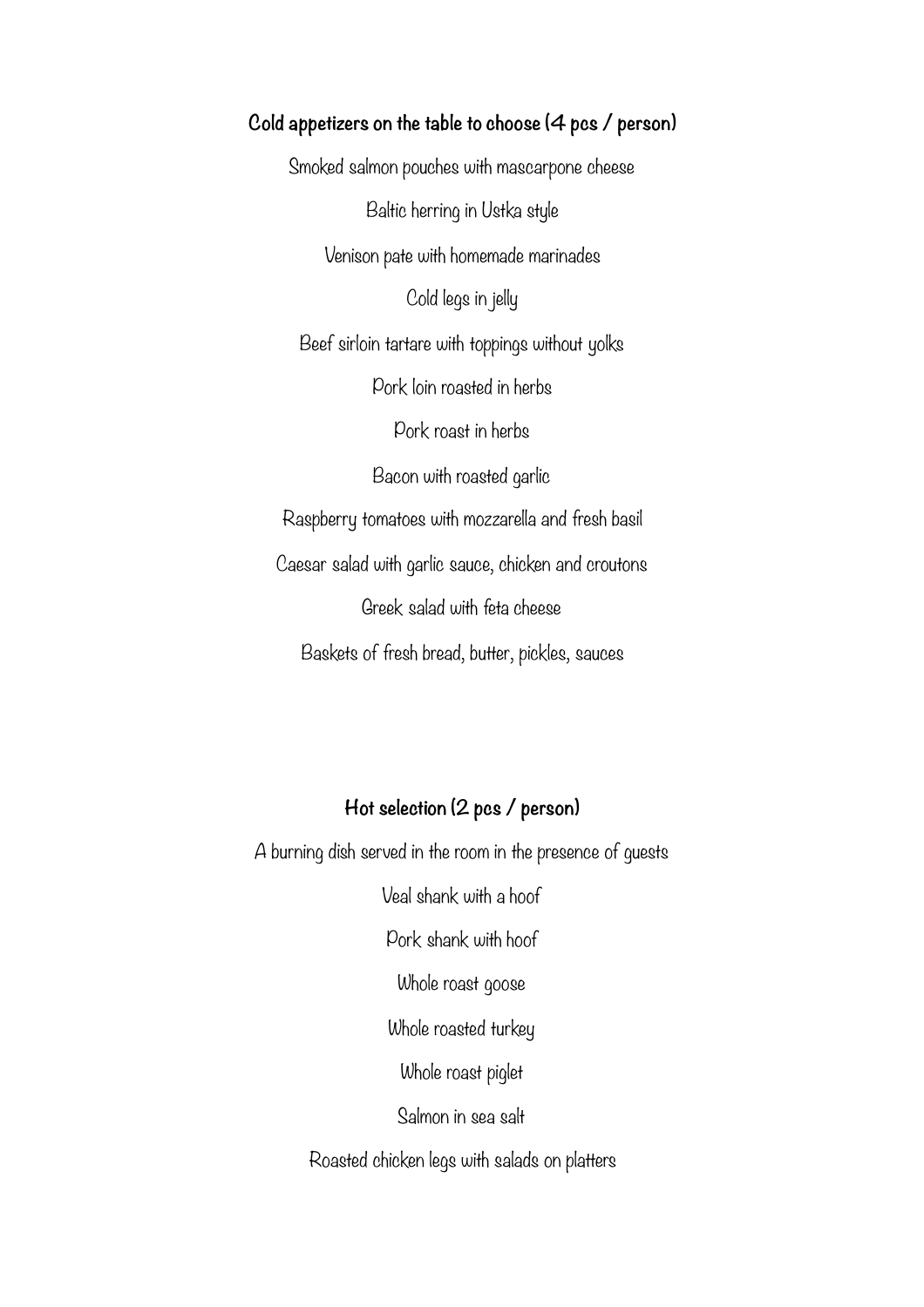## Cold appetizers on the table to choose (4 pcs / person)

Smoked salmon pouches with mascarpone cheese

Baltic herring in Ustka style

Venison pate with homemade marinades

Cold legs in jelly

Beef sirloin tartare with toppings without yolks

Pork loin roasted in herbs

Pork roast in herbs

Bacon with roasted garlic

Raspberry tomatoes with mozzarella and fresh basil

Caesar salad with garlic sauce, chicken and croutons

Greek salad with feta cheese

Baskets of fresh bread, butter, pickles, sauces

## Hot selection (2 pcs / person)

A burning dish served in the room in the presence of guests

Veal shank with a hoof

Pork shank with hoof

Whole roast goose

Whole roasted turkey

Whole roast piglet

Salmon in sea salt

Roasted chicken legs with salads on platters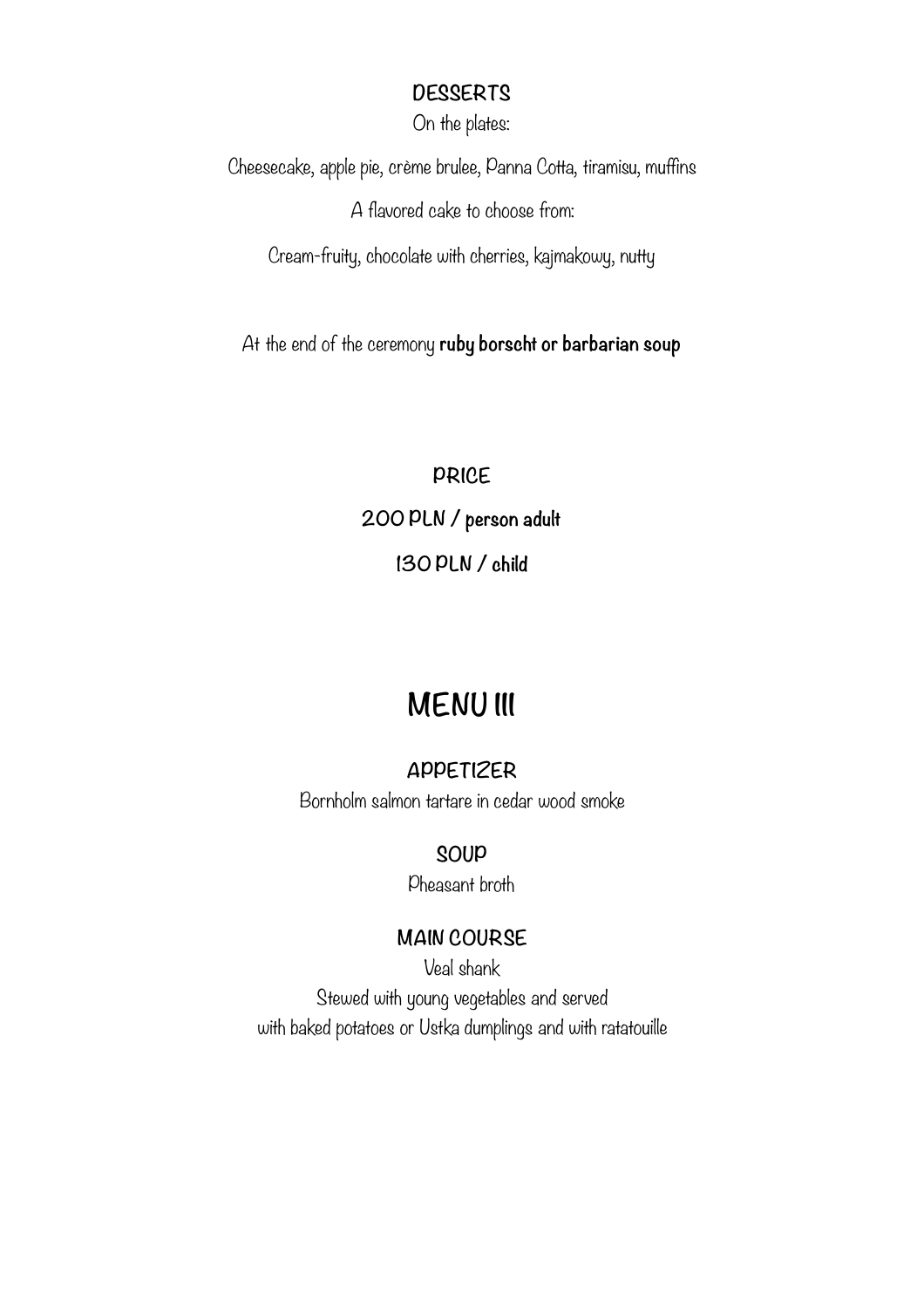### DESSERTS

On the plates:

Cheesecake, apple pie, crème brulee, Panna Cotta, tiramisu, muffins

A flavored cake to choose from:

Cream-fruity, chocolate with cherries, kajmakowy, nutty

At the end of the ceremony **ruby borscht or barbarian soup**

### PRICE

**200 PLN / person adult**

**130 PLN / child**

## MENU III

### APPETIZER

Bornholm salmon tartare in cedar wood smoke

### SOUP

Pheasant broth

### MAIN COURSE

Veal shank

Stewed with young vegetables and served
with baked potatoes or Ustka dumplings and with ratatouille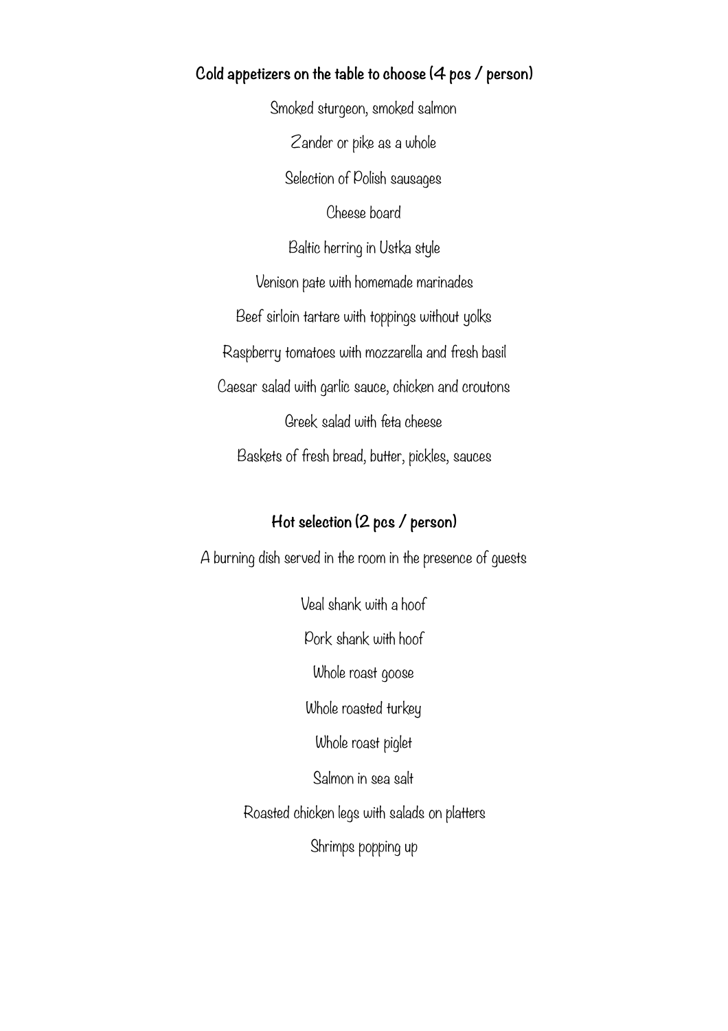## Cold appetizers on the table to choose (4 pcs / person)

Smoked sturgeon, smoked salmon

Zander or pike as a whole

Selection of Polish sausages

Cheese board

Baltic herring in Ustka style

Venison pate with homemade marinades

Beef sirloin tartare with toppings without yolks

Raspberry tomatoes with mozzarella and fresh basil

Caesar salad with garlic sauce, chicken and croutons

Greek salad with feta cheese

Baskets of fresh bread, butter, pickles, sauces

## Hot selection (2 pcs / person)

A burning dish served in the room in the presence of guests

Veal shank with a hoof

Pork shank with hoof

Whole roast goose

Whole roasted turkey

Whole roast piglet

Salmon in sea salt

Roasted chicken legs with salads on platters

Shrimps popping up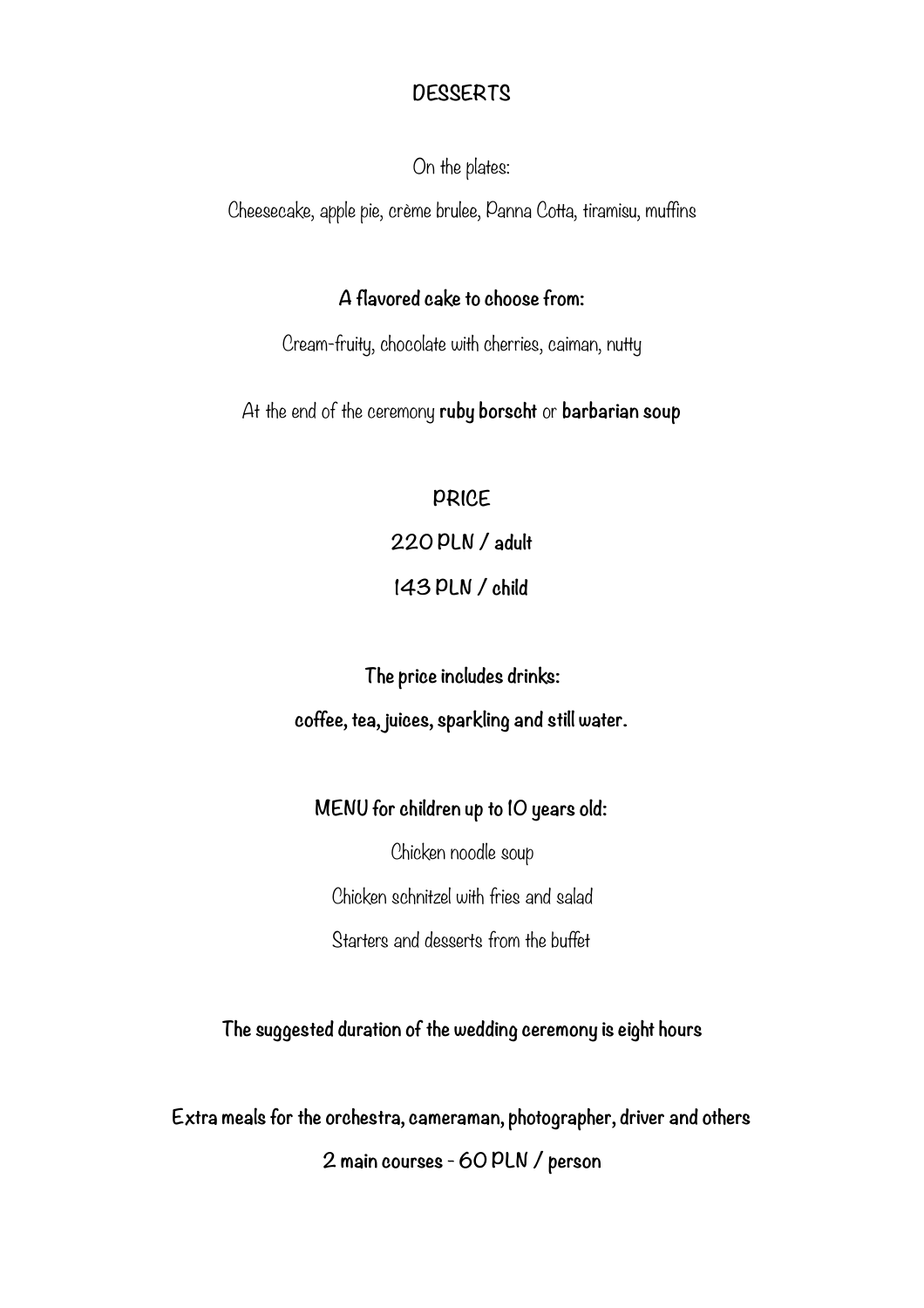## DESSERTS

On the plates:

Cheesecake, apple pie, crème brulee, Panna Cotta, tiramisu, muffins

**A flavored cake to choose from:**

Cream-fruity, chocolate with cherries, caiman, nutty

At the end of the ceremony **ruby borscht** or **barbarian soup**

## PRICE

**220 PLN / adult**

**143 PLN / child**

**The price includes drinks:**

**coffee, tea, juices, sparkling and still water.**

**MENU for children up to 10 years old:**

Chicken noodle soup

Chicken schnitzel with fries and salad

Starters and desserts from the buffet

**The suggested duration of the wedding ceremony is eight hours**

**Extra meals for the orchestra, cameraman, photographer, driver and others**

**2 main courses - 60 PLN / person**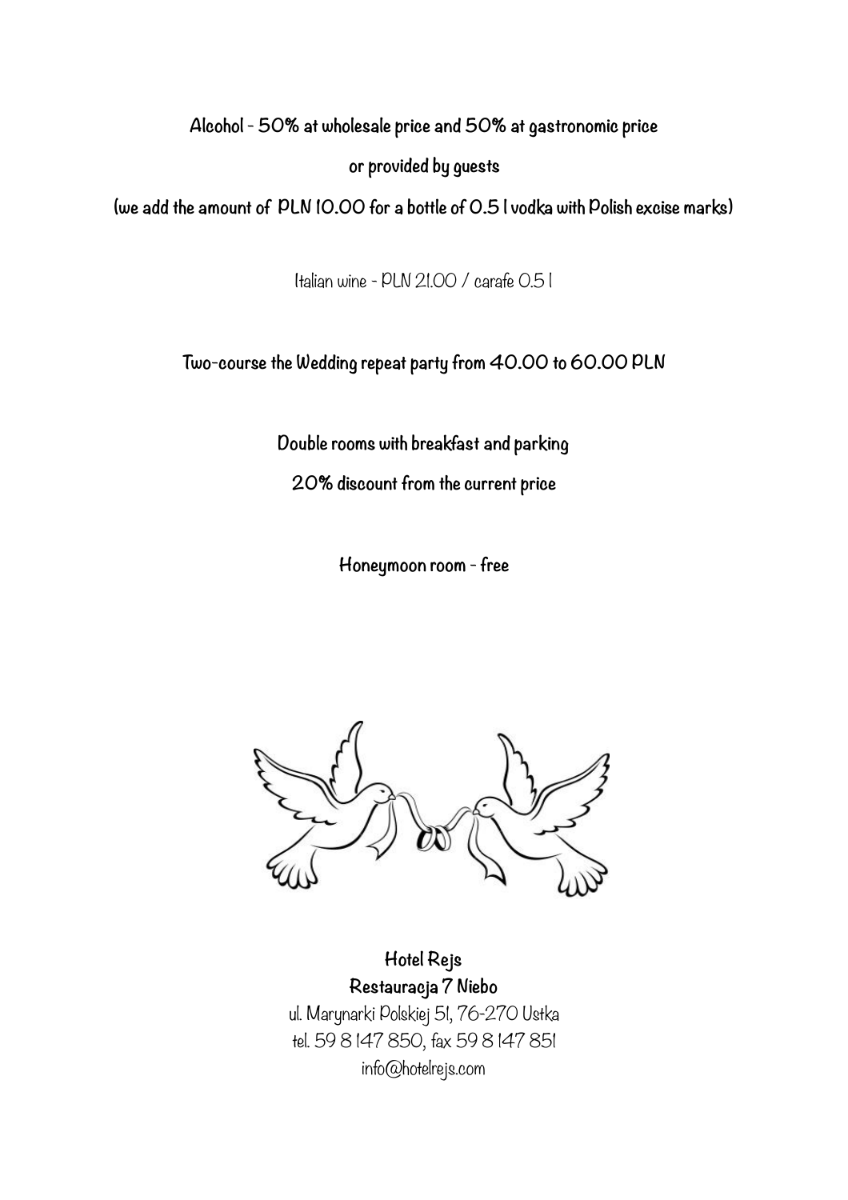**Alcohol - 50% at wholesale price and 50% at gastronomic price**

**or provided by guests**

**(we add the amount of PLN 10.00 for a bottle of 0.5 l vodka with Polish excise marks)**

Italian wine - PLN 21.00 / carafe 0.5 l

**Two-course the Wedding repeat party from 40.00 to 60.00 PLN**

**Double rooms with breakfast and parking**

**20% discount from the current price**

**Honeymoon room - free**

**Hotel Rejs**
**Restauracja 7 Niebo**
ul. Marynarki Polskiej 51, 76-270 Ustka
tel. 59 8 147 850, fax 59 8 147 851
info@hotelrejs.com